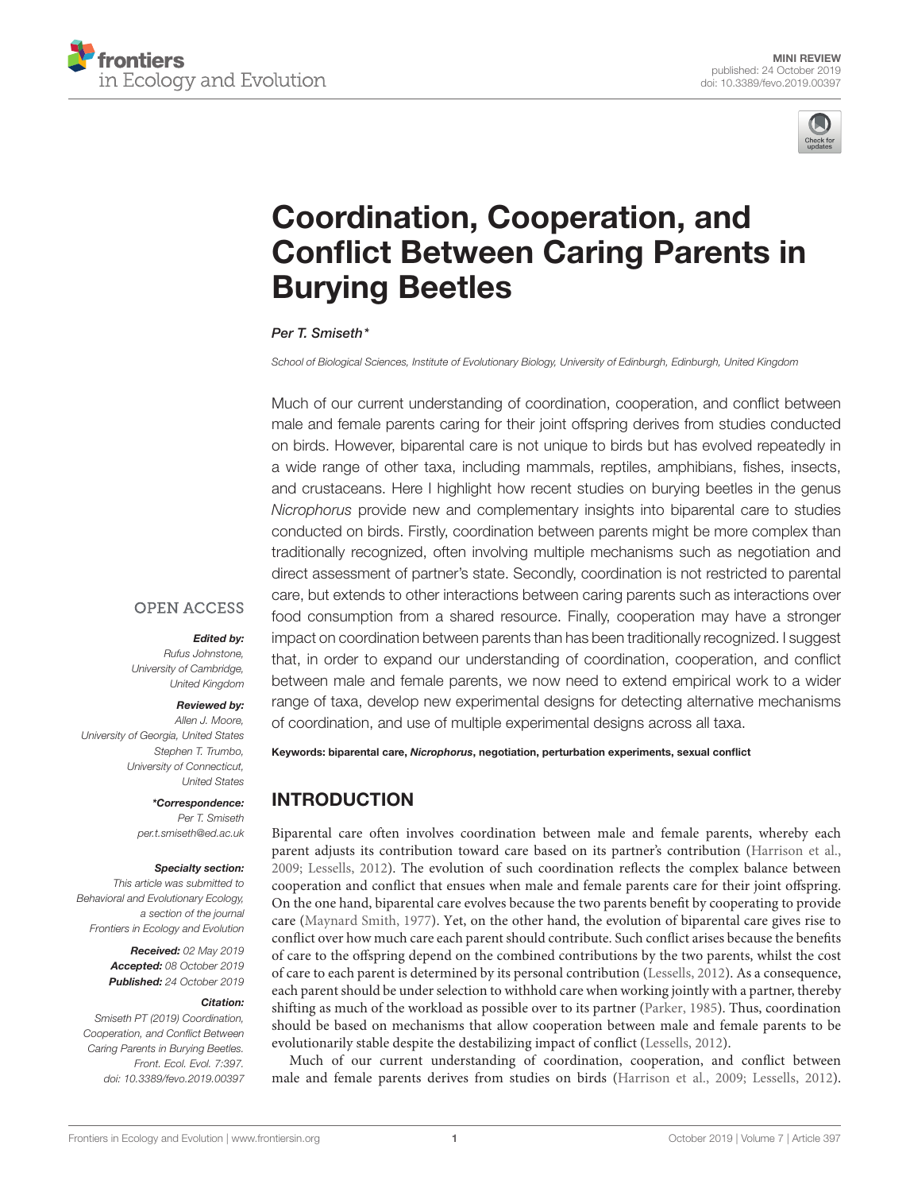MINI REVIEW
published: 24 October 2019
doi: 10.3389/fevo.2019.00397

# Coordination, Cooperation, and Conflict Between Caring Parents in Burying Beetles

*Per T. Smiseth\**

*School of Biological Sciences, Institute of Evolutionary Biology, University of Edinburgh, Edinburgh, United Kingdom*

Much of our current understanding of coordination, cooperation, and conflict between male and female parents caring for their joint offspring derives from studies conducted on birds. However, biparental care is not unique to birds but has evolved repeatedly in a wide range of other taxa, including mammals, reptiles, amphibians, fishes, insects, and crustaceans. Here I highlight how recent studies on burying beetles in the genus *Nicrophorus* provide new and complementary insights into biparental care to studies conducted on birds. Firstly, coordination between parents might be more complex than traditionally recognized, often involving multiple mechanisms such as negotiation and direct assessment of partner's state. Secondly, coordination is not restricted to parental care, but extends to other interactions between caring parents such as interactions over food consumption from a shared resource. Finally, cooperation may have a stronger impact on coordination between parents than has been traditionally recognized. I suggest that, in order to expand our understanding of coordination, cooperation, and conflict between male and female parents, we now need to extend empirical work to a wider range of taxa, develop new experimental designs for detecting alternative mechanisms of coordination, and use of multiple experimental designs across all taxa.

**Keywords: biparental care, *Nicrophorus*, negotiation, perturbation experiments, sexual conflict**

OPEN ACCESS

***Edited by:***
*Rufus Johnstone,*
*University of Cambridge,*
*United Kingdom*

***Reviewed by:***
*Allen J. Moore,*
*University of Georgia, United States*
*Stephen T. Trumbo,*
*University of Connecticut,*
*United States*

***\*Correspondence:***
*Per T. Smiseth*
*per.t.smiseth@ed.ac.uk*

***Specialty section:***
*This article was submitted to Behavioral and Evolutionary Ecology, a section of the journal Frontiers in Ecology and Evolution*

***Received:*** *02 May 2019*
***Accepted:*** *08 October 2019*
***Published:*** *24 October 2019*

***Citation:***
*Smiseth PT (2019) Coordination, Cooperation, and Conflict Between Caring Parents in Burying Beetles. Front. Ecol. Evol. 7:397. doi: 10.3389/fevo.2019.00397*

## INTRODUCTION

Biparental care often involves coordination between male and female parents, whereby each parent adjusts its contribution toward care based on its partner's contribution (Harrison et al., 2009; Lessells, 2012). The evolution of such coordination reflects the complex balance between cooperation and conflict that ensues when male and female parents care for their joint offspring. On the one hand, biparental care evolves because the two parents benefit by cooperating to provide care (Maynard Smith, 1977). Yet, on the other hand, the evolution of biparental care gives rise to conflict over how much care each parent should contribute. Such conflict arises because the benefits of care to the offspring depend on the combined contributions by the two parents, whilst the cost of care to each parent is determined by its personal contribution (Lessells, 2012). As a consequence, each parent should be under selection to withhold care when working jointly with a partner, thereby shifting as much of the workload as possible over to its partner (Parker, 1985). Thus, coordination should be based on mechanisms that allow cooperation between male and female parents to be evolutionarily stable despite the destabilizing impact of conflict (Lessells, 2012).

Much of our current understanding of coordination, cooperation, and conflict between male and female parents derives from studies on birds (Harrison et al., 2009; Lessells, 2012).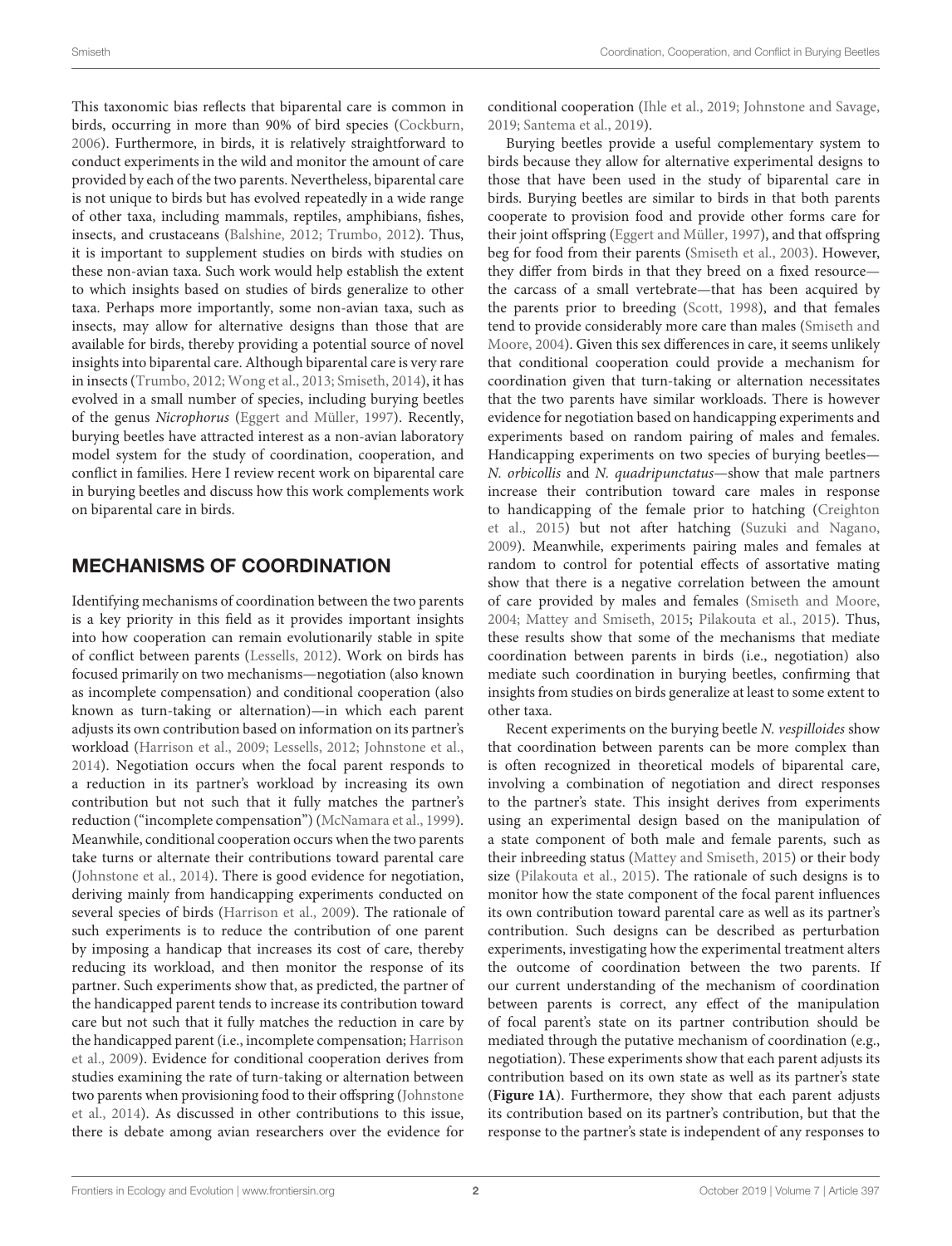This taxonomic bias reflects that biparental care is common in birds, occurring in more than 90% of bird species (Cockburn, 2006). Furthermore, in birds, it is relatively straightforward to conduct experiments in the wild and monitor the amount of care provided by each of the two parents. Nevertheless, biparental care is not unique to birds but has evolved repeatedly in a wide range of other taxa, including mammals, reptiles, amphibians, fishes, insects, and crustaceans (Balshine, 2012; Trumbo, 2012). Thus, it is important to supplement studies on birds with studies on these non-avian taxa. Such work would help establish the extent to which insights based on studies of birds generalize to other taxa. Perhaps more importantly, some non-avian taxa, such as insects, may allow for alternative designs than those that are available for birds, thereby providing a potential source of novel insights into biparental care. Although biparental care is very rare in insects (Trumbo, 2012; Wong et al., 2013; Smiseth, 2014), it has evolved in a small number of species, including burying beetles of the genus *Nicrophorus* (Eggert and Müller, 1997). Recently, burying beetles have attracted interest as a non-avian laboratory model system for the study of coordination, cooperation, and conflict in families. Here I review recent work on biparental care in burying beetles and discuss how this work complements work on biparental care in birds.

## MECHANISMS OF COORDINATION

Identifying mechanisms of coordination between the two parents is a key priority in this field as it provides important insights into how cooperation can remain evolutionarily stable in spite of conflict between parents (Lessells, 2012). Work on birds has focused primarily on two mechanisms—negotiation (also known as incomplete compensation) and conditional cooperation (also known as turn-taking or alternation)—in which each parent adjusts its own contribution based on information on its partner's workload (Harrison et al., 2009; Lessells, 2012; Johnstone et al., 2014). Negotiation occurs when the focal parent responds to a reduction in its partner's workload by increasing its own contribution but not such that it fully matches the partner's reduction ("incomplete compensation") (McNamara et al., 1999). Meanwhile, conditional cooperation occurs when the two parents take turns or alternate their contributions toward parental care (Johnstone et al., 2014). There is good evidence for negotiation, deriving mainly from handicapping experiments conducted on several species of birds (Harrison et al., 2009). The rationale of such experiments is to reduce the contribution of one parent by imposing a handicap that increases its cost of care, thereby reducing its workload, and then monitor the response of its partner. Such experiments show that, as predicted, the partner of the handicapped parent tends to increase its contribution toward care but not such that it fully matches the reduction in care by the handicapped parent (i.e., incomplete compensation; Harrison et al., 2009). Evidence for conditional cooperation derives from studies examining the rate of turn-taking or alternation between two parents when provisioning food to their offspring (Johnstone et al., 2014). As discussed in other contributions to this issue, there is debate among avian researchers over the evidence for conditional cooperation (Ihle et al., 2019; Johnstone and Savage, 2019; Santema et al., 2019).

Burying beetles provide a useful complementary system to birds because they allow for alternative experimental designs to those that have been used in the study of biparental care in birds. Burying beetles are similar to birds in that both parents cooperate to provision food and provide other forms care for their joint offspring (Eggert and Müller, 1997), and that offspring beg for food from their parents (Smiseth et al., 2003). However, they differ from birds in that they breed on a fixed resource—the carcass of a small vertebrate—that has been acquired by the parents prior to breeding (Scott, 1998), and that females tend to provide considerably more care than males (Smiseth and Moore, 2004). Given this sex differences in care, it seems unlikely that conditional cooperation could provide a mechanism for coordination given that turn-taking or alternation necessitates that the two parents have similar workloads. There is however evidence for negotiation based on handicapping experiments and experiments based on random pairing of males and females. Handicapping experiments on two species of burying beetles—*N. orbicollis* and *N. quadripunctatus*—show that male partners increase their contribution toward care males in response to handicapping of the female prior to hatching (Creighton et al., 2015) but not after hatching (Suzuki and Nagano, 2009). Meanwhile, experiments pairing males and females at random to control for potential effects of assortative mating show that there is a negative correlation between the amount of care provided by males and females (Smiseth and Moore, 2004; Mattey and Smiseth, 2015; Pilakouta et al., 2015). Thus, these results show that some of the mechanisms that mediate coordination between parents in birds (i.e., negotiation) also mediate such coordination in burying beetles, confirming that insights from studies on birds generalize at least to some extent to other taxa.

Recent experiments on the burying beetle *N. vespilloides* show that coordination between parents can be more complex than is often recognized in theoretical models of biparental care, involving a combination of negotiation and direct responses to the partner's state. This insight derives from experiments using an experimental design based on the manipulation of a state component of both male and female parents, such as their inbreeding status (Mattey and Smiseth, 2015) or their body size (Pilakouta et al., 2015). The rationale of such designs is to monitor how the state component of the focal parent influences its own contribution toward parental care as well as its partner's contribution. Such designs can be described as perturbation experiments, investigating how the experimental treatment alters the outcome of coordination between the two parents. If our current understanding of the mechanism of coordination between parents is correct, any effect of the manipulation of focal parent's state on its partner contribution should be mediated through the putative mechanism of coordination (e.g., negotiation). These experiments show that each parent adjusts its contribution based on its own state as well as its partner's state (**Figure 1A**). Furthermore, they show that each parent adjusts its contribution based on its partner's contribution, but that the response to the partner's state is independent of any responses to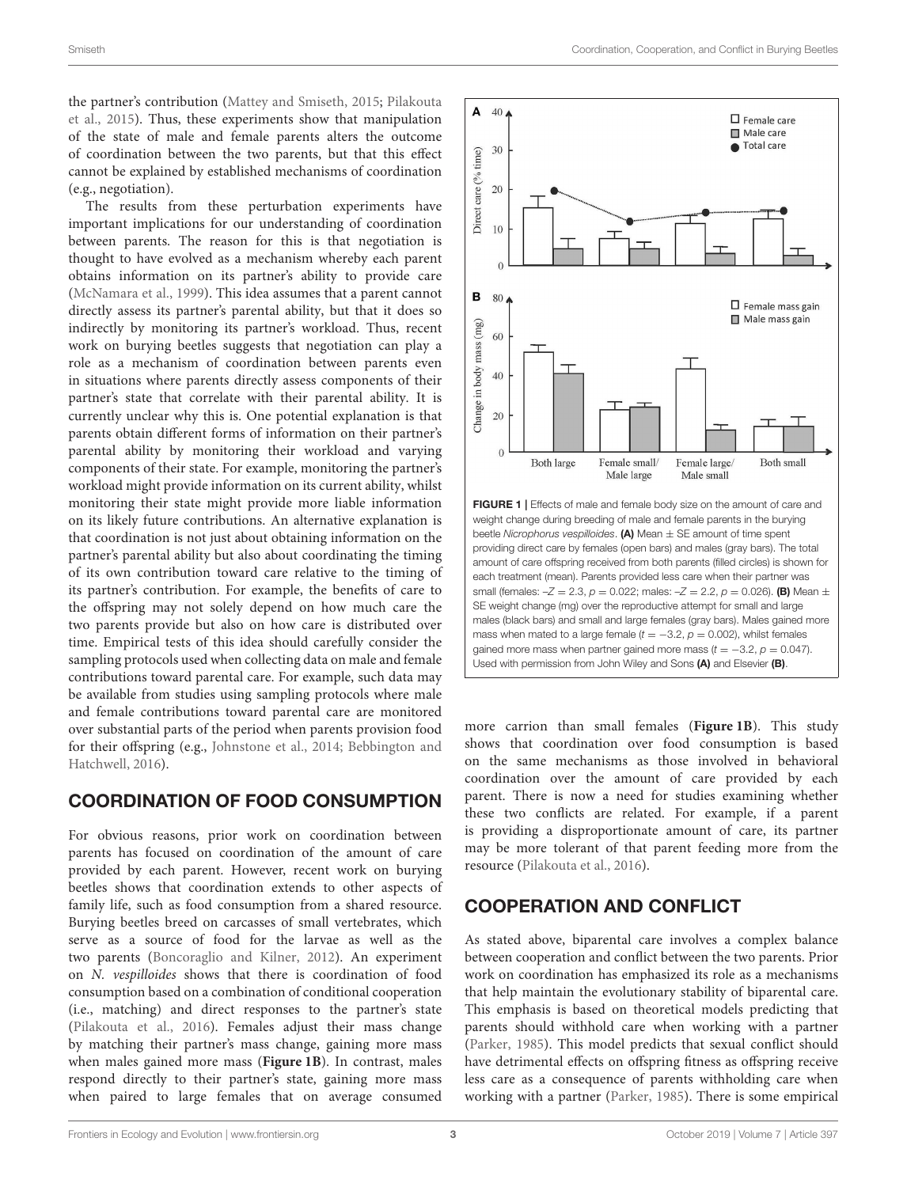the partner's contribution (Mattey and Smiseth, 2015; Pilakouta et al., 2015). Thus, these experiments show that manipulation of the state of male and female parents alters the outcome of coordination between the two parents, but that this effect cannot be explained by established mechanisms of coordination (e.g., negotiation).

The results from these perturbation experiments have important implications for our understanding of coordination between parents. The reason for this is that negotiation is thought to have evolved as a mechanism whereby each parent obtains information on its partner's ability to provide care (McNamara et al., 1999). This idea assumes that a parent cannot directly assess its partner's parental ability, but that it does so indirectly by monitoring its partner's workload. Thus, recent work on burying beetles suggests that negotiation can play a role as a mechanism of coordination between parents even in situations where parents directly assess components of their partner's state that correlate with their parental ability. It is currently unclear why this is. One potential explanation is that parents obtain different forms of information on their partner's parental ability by monitoring their workload and varying components of their state. For example, monitoring the partner's workload might provide information on its current ability, whilst monitoring their state might provide more liable information on its likely future contributions. An alternative explanation is that coordination is not just about obtaining information on the partner's parental ability but also about coordinating the timing of its own contribution toward care relative to the timing of its partner's contribution. For example, the benefits of care to the offspring may not solely depend on how much care the two parents provide but also on how care is distributed over time. Empirical tests of this idea should carefully consider the sampling protocols used when collecting data on male and female contributions toward parental care. For example, such data may be available from studies using sampling protocols where male and female contributions toward parental care are monitored over substantial parts of the period when parents provision food for their offspring (e.g., Johnstone et al., 2014; Bebbington and Hatchwell, 2016).

## COORDINATION OF FOOD CONSUMPTION

For obvious reasons, prior work on coordination between parents has focused on coordination of the amount of care provided by each parent. However, recent work on burying beetles shows that coordination extends to other aspects of family life, such as food consumption from a shared resource. Burying beetles breed on carcasses of small vertebrates, which serve as a source of food for the larvae as well as the two parents (Boncoraglio and Kilner, 2012). An experiment on *N. vespilloides* shows that there is coordination of food consumption based on a combination of conditional cooperation (i.e., matching) and direct responses to the partner's state (Pilakouta et al., 2016). Females adjust their mass change by matching their partner's mass change, gaining more mass when males gained more mass (**Figure 1B**). In contrast, males respond directly to their partner's state, gaining more mass when paired to large females that on average consumed more carrion than small females (**Figure 1B**). This study shows that coordination over food consumption is based on the same mechanisms as those involved in behavioral coordination over the amount of care provided by each parent. There is now a need for studies examining whether these two conflicts are related. For example, if a parent is providing a disproportionate amount of care, its partner may be more tolerant of that parent feeding more from the resource (Pilakouta et al., 2016).

A
Direct care (% time)
40
30
20
10
0
Female care
Male care
Total care

B
Change in body mass (mg)
80
60
40
20
0
Female mass gain
Male mass gain
Both large
Female small/ Male large
Female large/ Male small
Both small

**FIGURE 1 |** Effects of male and female body size on the amount of care and weight change during breeding of male and female parents in the burying beetle *Nicrophorus vespilloides*. **(A)** Mean ± SE amount of time spent providing direct care by females (open bars) and males (gray bars). The total amount of care offspring received from both parents (filled circles) is shown for each treatment (mean). Parents provided less care when their partner was small (females: $-Z = 2.3$, $p = 0.022$; males: $-Z = 2.2$, $p = 0.026$). **(B)** Mean ± SE weight change (mg) over the reproductive attempt for small and large males (black bars) and small and large females (gray bars). Males gained more mass when mated to a large female ($t = -3.2$, $p = 0.002$), whilst females gained more mass when partner gained more mass ($t = -3.2$, $p = 0.047$). Used with permission from John Wiley and Sons **(A)** and Elsevier **(B)**.

## COOPERATION AND CONFLICT

As stated above, biparental care involves a complex balance between cooperation and conflict between the two parents. Prior work on coordination has emphasized its role as a mechanisms that help maintain the evolutionary stability of biparental care. This emphasis is based on theoretical models predicting that parents should withhold care when working with a partner (Parker, 1985). This model predicts that sexual conflict should have detrimental effects on offspring fitness as offspring receive less care as a consequence of parents withholding care when working with a partner (Parker, 1985). There is some empirical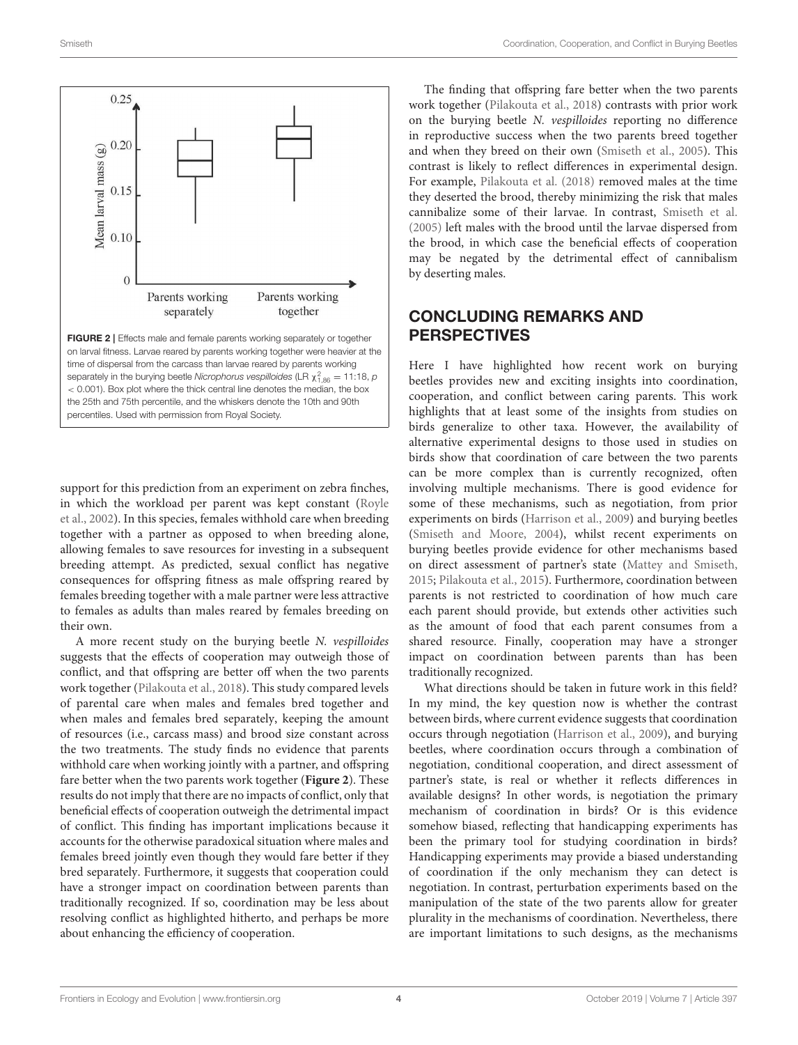**FIGURE 2** | Effects male and female parents working separately or together on larval fitness. Larvae reared by parents working together were heavier at the time of dispersal from the carcass than larvae reared by parents working separately in the burying beetle *Nicrophorus vespilloides* (LR $\chi^2_{1,86} = 11{:}18$, $p < 0.001$). Box plot where the thick central line denotes the median, the box the 25th and 75th percentile, and the whiskers denote the 10th and 90th percentiles. Used with permission from Royal Society.

support for this prediction from an experiment on zebra finches, in which the workload per parent was kept constant (Royle et al., 2002). In this species, females withhold care when breeding together with a partner as opposed to when breeding alone, allowing females to save resources for investing in a subsequent breeding attempt. As predicted, sexual conflict has negative consequences for offspring fitness as male offspring reared by females breeding together with a male partner were less attractive to females as adults than males reared by females breeding on their own.

A more recent study on the burying beetle *N. vespilloides* suggests that the effects of cooperation may outweigh those of conflict, and that offspring are better off when the two parents work together (Pilakouta et al., 2018). This study compared levels of parental care when males and females bred together and when males and females bred separately, keeping the amount of resources (i.e., carcass mass) and brood size constant across the two treatments. The study finds no evidence that parents withhold care when working jointly with a partner, and offspring fare better when the two parents work together (**Figure 2**). These results do not imply that there are no impacts of conflict, only that beneficial effects of cooperation outweigh the detrimental impact of conflict. This finding has important implications because it accounts for the otherwise paradoxical situation where males and females breed jointly even though they would fare better if they bred separately. Furthermore, it suggests that cooperation could have a stronger impact on coordination between parents than traditionally recognized. If so, coordination may be less about resolving conflict as highlighted hitherto, and perhaps be more about enhancing the efficiency of cooperation.

The finding that offspring fare better when the two parents work together (Pilakouta et al., 2018) contrasts with prior work on the burying beetle *N. vespilloides* reporting no difference in reproductive success when the two parents breed together and when they breed on their own (Smiseth et al., 2005). This contrast is likely to reflect differences in experimental design. For example, Pilakouta et al. (2018) removed males at the time they deserted the brood, thereby minimizing the risk that males cannibalize some of their larvae. In contrast, Smiseth et al. (2005) left males with the brood until the larvae dispersed from the brood, in which case the beneficial effects of cooperation may be negated by the detrimental effect of cannibalism by deserting males.

## CONCLUDING REMARKS AND PERSPECTIVES

Here I have highlighted how recent work on burying beetles provides new and exciting insights into coordination, cooperation, and conflict between caring parents. This work highlights that at least some of the insights from studies on birds generalize to other taxa. However, the availability of alternative experimental designs to those used in studies on birds show that coordination of care between the two parents can be more complex than is currently recognized, often involving multiple mechanisms. There is good evidence for some of these mechanisms, such as negotiation, from prior experiments on birds (Harrison et al., 2009) and burying beetles (Smiseth and Moore, 2004), whilst recent experiments on burying beetles provide evidence for other mechanisms based on direct assessment of partner's state (Mattey and Smiseth, 2015; Pilakouta et al., 2015). Furthermore, coordination between parents is not restricted to coordination of how much care each parent should provide, but extends other activities such as the amount of food that each parent consumes from a shared resource. Finally, cooperation may have a stronger impact on coordination between parents than has been traditionally recognized.

What directions should be taken in future work in this field? In my mind, the key question now is whether the contrast between birds, where current evidence suggests that coordination occurs through negotiation (Harrison et al., 2009), and burying beetles, where coordination occurs through a combination of negotiation, conditional cooperation, and direct assessment of partner's state, is real or whether it reflects differences in available designs? In other words, is negotiation the primary mechanism of coordination in birds? Or is this evidence somehow biased, reflecting that handicapping experiments has been the primary tool for studying coordination in birds? Handicapping experiments may provide a biased understanding of coordination if the only mechanism they can detect is negotiation. In contrast, perturbation experiments based on the manipulation of the state of the two parents allow for greater plurality in the mechanisms of coordination. Nevertheless, there are important limitations to such designs, as the mechanisms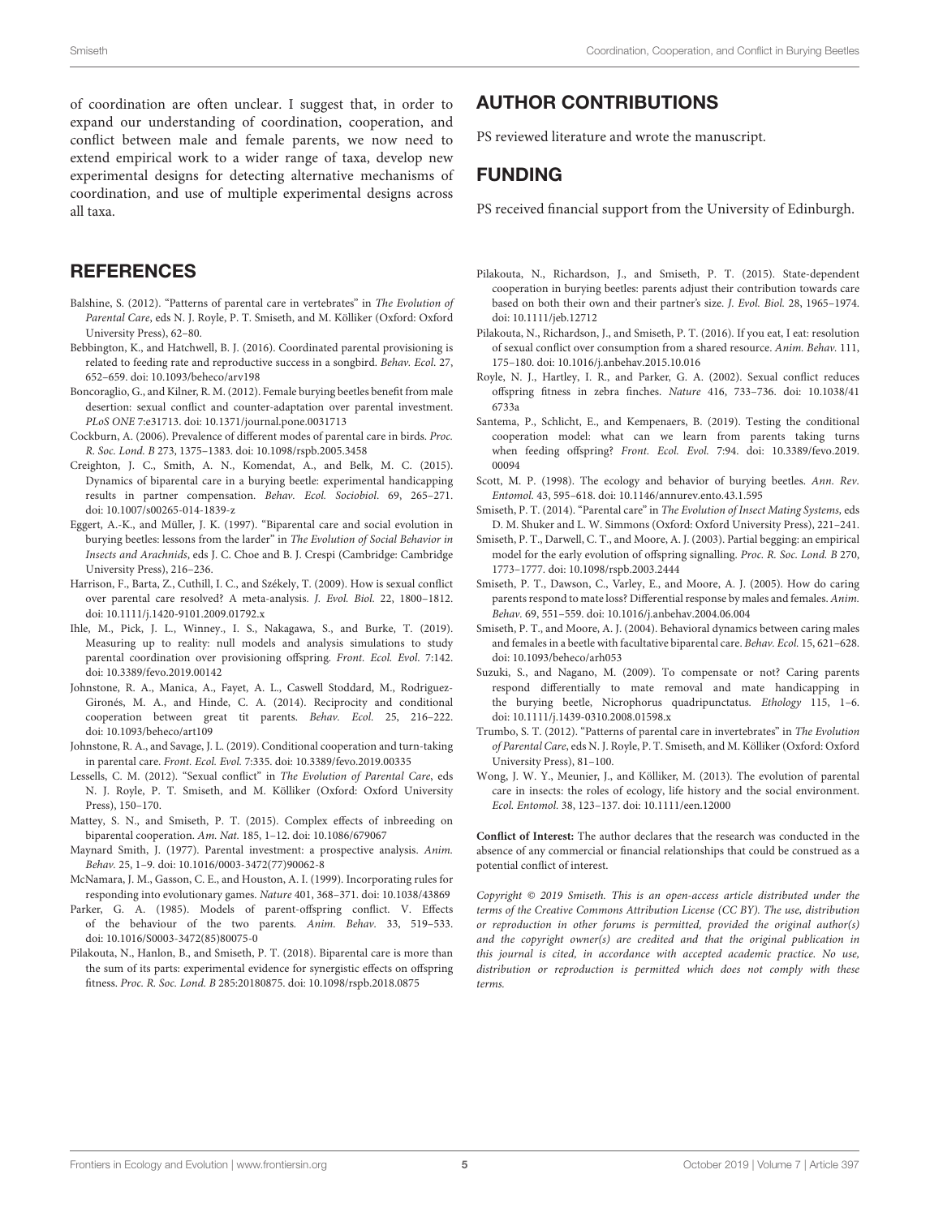of coordination are often unclear. I suggest that, in order to expand our understanding of coordination, cooperation, and conflict between male and female parents, we now need to extend empirical work to a wider range of taxa, develop new experimental designs for detecting alternative mechanisms of coordination, and use of multiple experimental designs across all taxa.

## AUTHOR CONTRIBUTIONS

PS reviewed literature and wrote the manuscript.

## FUNDING

PS received financial support from the University of Edinburgh.

## REFERENCES

Balshine, S. (2012). "Patterns of parental care in vertebrates" in *The Evolution of Parental Care*, eds N. J. Royle, P. T. Smiseth, and M. Kölliker (Oxford: Oxford University Press), 62–80.

Bebbington, K., and Hatchwell, B. J. (2016). Coordinated parental provisioning is related to feeding rate and reproductive success in a songbird. *Behav. Ecol.* 27, 652–659. doi: 10.1093/beheco/arv198

Boncoraglio, G., and Kilner, R. M. (2012). Female burying beetles benefit from male desertion: sexual conflict and counter-adaptation over parental investment. *PLoS ONE* 7:e31713. doi: 10.1371/journal.pone.0031713

Cockburn, A. (2006). Prevalence of different modes of parental care in birds. *Proc. R. Soc. Lond. B* 273, 1375–1383. doi: 10.1098/rspb.2005.3458

Creighton, J. C., Smith, A. N., Komendat, A., and Belk, M. C. (2015). Dynamics of biparental care in a burying beetle: experimental handicapping results in partner compensation. *Behav. Ecol. Sociobiol*. 69, 265–271. doi: 10.1007/s00265-014-1839-z

Eggert, A.-K., and Müller, J. K. (1997). "Biparental care and social evolution in burying beetles: lessons from the larder" in *The Evolution of Social Behavior in Insects and Arachnids*, eds J. C. Choe and B. J. Crespi (Cambridge: Cambridge University Press), 216–236.

Harrison, F., Barta, Z., Cuthill, I. C., and Székely, T. (2009). How is sexual conflict over parental care resolved? A meta-analysis. *J. Evol. Biol*. 22, 1800–1812. doi: 10.1111/j.1420-9101.2009.01792.x

Ihle, M., Pick, J. L., Winney., I. S., Nakagawa, S., and Burke, T. (2019). Measuring up to reality: null models and analysis simulations to study parental coordination over provisioning offspring. *Front. Ecol. Evol*. 7:142. doi: 10.3389/fevo.2019.00142

Johnstone, R. A., Manica, A., Fayet, A. L., Caswell Stoddard, M., Rodriguez-Gironés, M. A., and Hinde, C. A. (2014). Reciprocity and conditional cooperation between great tit parents. *Behav. Ecol.* 25, 216–222. doi: 10.1093/beheco/art109

Johnstone, R. A., and Savage, J. L. (2019). Conditional cooperation and turn-taking in parental care. *Front. Ecol. Evol.* 7:335. doi: 10.3389/fevo.2019.00335

Lessells, C. M. (2012). "Sexual conflict" in *The Evolution of Parental Care*, eds N. J. Royle, P. T. Smiseth, and M. Kölliker (Oxford: Oxford University Press), 150–170.

Mattey, S. N., and Smiseth, P. T. (2015). Complex effects of inbreeding on biparental cooperation. *Am. Nat.* 185, 1–12. doi: 10.1086/679067

Maynard Smith, J. (1977). Parental investment: a prospective analysis. *Anim. Behav.* 25, 1–9. doi: 10.1016/0003-3472(77)90062-8

McNamara, J. M., Gasson, C. E., and Houston, A. I. (1999). Incorporating rules for responding into evolutionary games. *Nature* 401, 368–371. doi: 10.1038/43869

Parker, G. A. (1985). Models of parent-offspring conflict. V. Effects of the behaviour of the two parents. *Anim. Behav.* 33, 519–533. doi: 10.1016/S0003-3472(85)80075-0

Pilakouta, N., Hanlon, B., and Smiseth, P. T. (2018). Biparental care is more than the sum of its parts: experimental evidence for synergistic effects on offspring fitness. *Proc. R. Soc. Lond. B* 285:20180875. doi: 10.1098/rspb.2018.0875

Pilakouta, N., Richardson, J., and Smiseth, P. T. (2015). State-dependent cooperation in burying beetles: parents adjust their contribution towards care based on both their own and their partner's size. *J. Evol. Biol.* 28, 1965–1974. doi: 10.1111/jeb.12712

Pilakouta, N., Richardson, J., and Smiseth, P. T. (2016). If you eat, I eat: resolution of sexual conflict over consumption from a shared resource. *Anim. Behav.* 111, 175–180. doi: 10.1016/j.anbehav.2015.10.016

Royle, N. J., Hartley, I. R., and Parker, G. A. (2002). Sexual conflict reduces offspring fitness in zebra finches. *Nature* 416, 733–736. doi: 10.1038/416733a

Santema, P., Schlicht, E., and Kempenaers, B. (2019). Testing the conditional cooperation model: what can we learn from parents taking turns when feeding offspring? *Front. Ecol. Evol.* 7:94. doi: 10.3389/fevo.2019.00094

Scott, M. P. (1998). The ecology and behavior of burying beetles. *Ann. Rev. Entomol.* 43, 595–618. doi: 10.1146/annurev.ento.43.1.595

Smiseth, P. T. (2014). "Parental care" in *The Evolution of Insect Mating Systems,* eds D. M. Shuker and L. W. Simmons (Oxford: Oxford University Press), 221–241.

Smiseth, P. T., Darwell, C. T., and Moore, A. J. (2003). Partial begging: an empirical model for the early evolution of offspring signalling. *Proc. R. Soc. Lond. B* 270, 1773–1777. doi: 10.1098/rspb.2003.2444

Smiseth, P. T., Dawson, C., Varley, E., and Moore, A. J. (2005). How do caring parents respond to mate loss? Differential response by males and females. *Anim. Behav.* 69, 551–559. doi: 10.1016/j.anbehav.2004.06.004

Smiseth, P. T., and Moore, A. J. (2004). Behavioral dynamics between caring males and females in a beetle with facultative biparental care. *Behav. Ecol.* 15, 621–628. doi: 10.1093/beheco/arh053

Suzuki, S., and Nagano, M. (2009). To compensate or not? Caring parents respond differentially to mate removal and mate handicapping in the burying beetle, Nicrophorus quadripunctatus. *Ethology* 115, 1–6. doi: 10.1111/j.1439-0310.2008.01598.x

Trumbo, S. T. (2012). "Patterns of parental care in invertebrates" in *The Evolution of Parental Care*, eds N. J. Royle, P. T. Smiseth, and M. Kölliker (Oxford: Oxford University Press), 81–100.

Wong, J. W. Y., Meunier, J., and Kölliker, M. (2013). The evolution of parental care in insects: the roles of ecology, life history and the social environment. *Ecol. Entomol.* 38, 123–137. doi: 10.1111/een.12000

**Conflict of Interest:** The author declares that the research was conducted in the absence of any commercial or financial relationships that could be construed as a potential conflict of interest.

*Copyright © 2019 Smiseth. This is an open-access article distributed under the terms of the Creative Commons Attribution License (CC BY). The use, distribution or reproduction in other forums is permitted, provided the original author(s) and the copyright owner(s) are credited and that the original publication in this journal is cited, in accordance with accepted academic practice. No use, distribution or reproduction is permitted which does not comply with these terms.*